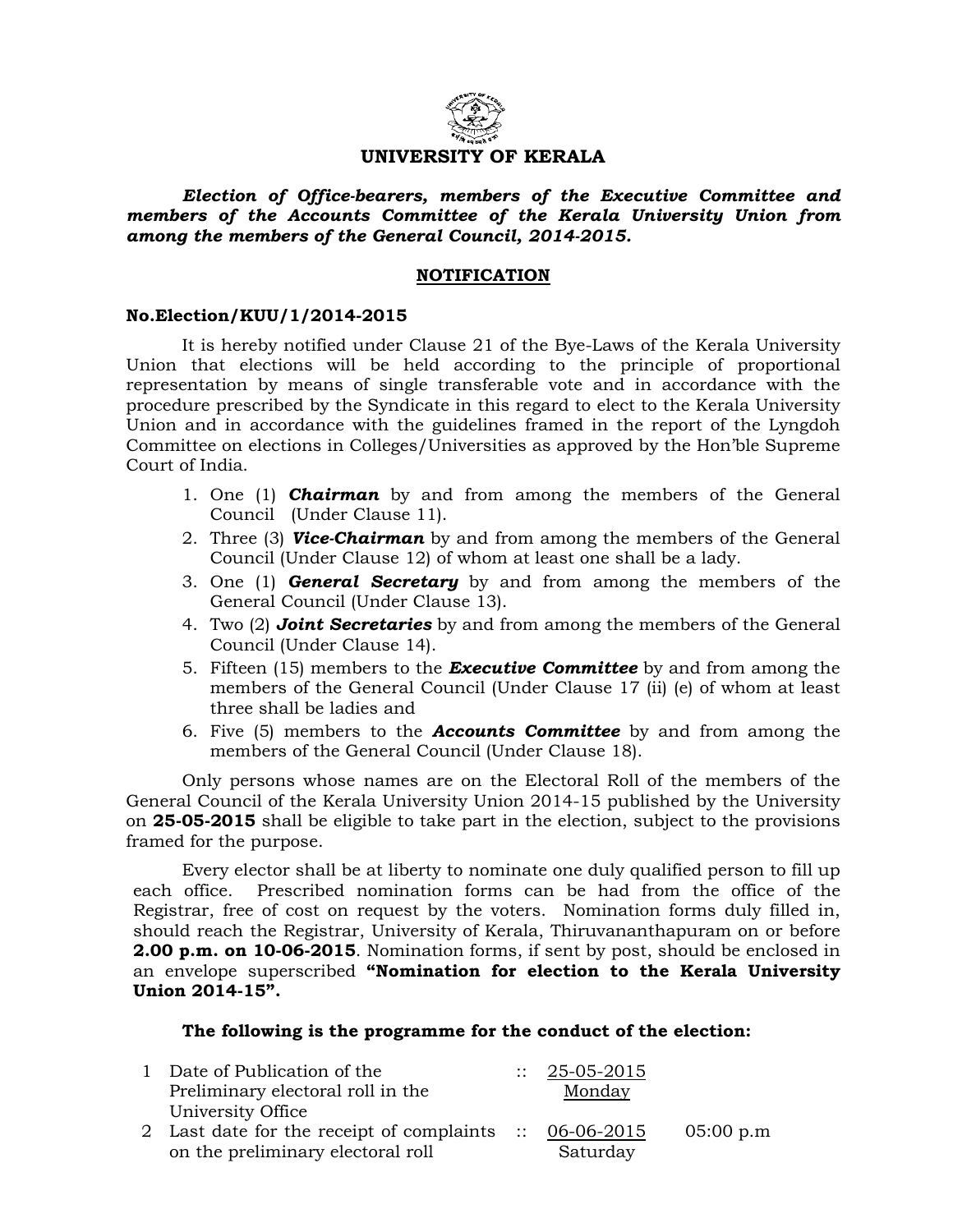# UNIVERSITY OF KERALA

***Election of Office-bearers, members of the Executive Committee and members of the Accounts Committee of the Kerala University Union from among the members of the General Council, 2014-2015.***

## NOTIFICATION

**No.Election/KUU/1/2014-2015**

It is hereby notified under Clause 21 of the Bye-Laws of the Kerala University Union that elections will be held according to the principle of proportional representation by means of single transferable vote and in accordance with the procedure prescribed by the Syndicate in this regard to elect to the Kerala University Union and in accordance with the guidelines framed in the report of the Lyngdoh Committee on elections in Colleges/Universities as approved by the Hon'ble Supreme Court of India.

1. One (1) ***Chairman*** by and from among the members of the General Council (Under Clause 11).
2. Three (3) ***Vice-Chairman*** by and from among the members of the General Council (Under Clause 12) of whom at least one shall be a lady.
3. One (1) ***General Secretary*** by and from among the members of the General Council (Under Clause 13).
4. Two (2) ***Joint Secretaries*** by and from among the members of the General Council (Under Clause 14).
5. Fifteen (15) members to the ***Executive Committee*** by and from among the members of the General Council (Under Clause 17 (ii) (e) of whom at least three shall be ladies and
6. Five (5) members to the ***Accounts Committee*** by and from among the members of the General Council (Under Clause 18).

Only persons whose names are on the Electoral Roll of the members of the General Council of the Kerala University Union 2014-15 published by the University on **25-05-2015** shall be eligible to take part in the election, subject to the provisions framed for the purpose.

Every elector shall be at liberty to nominate one duly qualified person to fill up each office. Prescribed nomination forms can be had from the office of the Registrar, free of cost on request by the voters. Nomination forms duly filled in, should reach the Registrar, University of Kerala, Thiruvananthapuram on or before **2.00 p.m. on 10-06-2015**. Nomination forms, if sent by post, should be enclosed in an envelope superscribed **"Nomination for election to the Kerala University Union 2014-15".**

**The following is the programme for the conduct of the election:**

| | | | | |
|---|---|---|---|---|
| 1 | Date of Publication of the Preliminary electoral roll in the University Office | :: | 25-05-2015 Monday | |
| 2 | Last date for the receipt of complaints on the preliminary electoral roll | :: | 06-06-2015 Saturday | 05:00 p.m |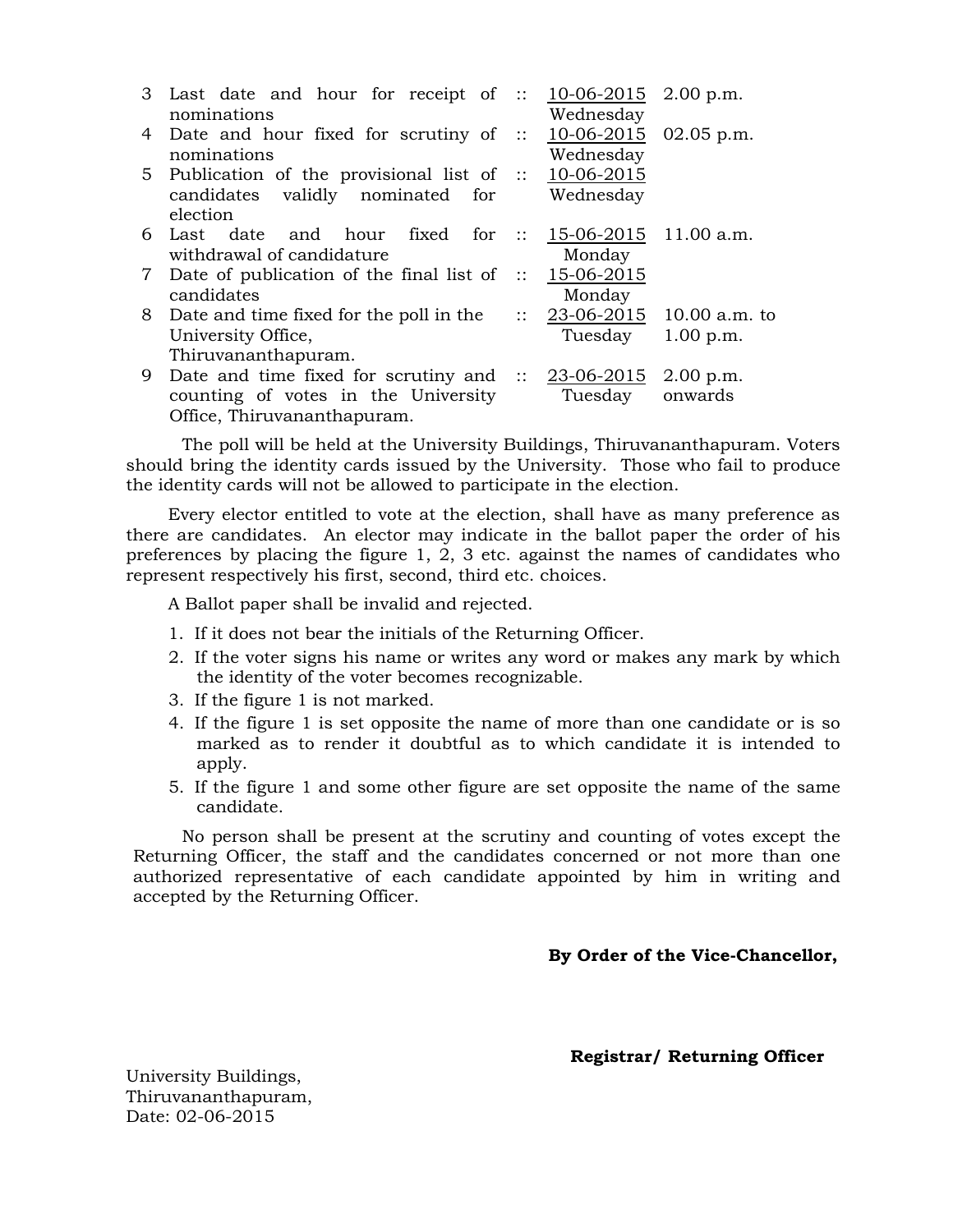| | | | | |
|---|---|---|---|---|
| 3 | Last date and hour for receipt of nominations | :: | 10-06-2015 Wednesday | 2.00 p.m. |
| 4 | Date and hour fixed for scrutiny of nominations | :: | 10-06-2015 Wednesday | 02.05 p.m. |
| 5 | Publication of the provisional list of candidates validly nominated for election | :: | 10-06-2015 Wednesday | |
| 6 | Last date and hour fixed for withdrawal of candidature | :: | 15-06-2015 Monday | 11.00 a.m. |
| 7 | Date of publication of the final list of candidates | :: | 15-06-2015 Monday | |
| 8 | Date and time fixed for the poll in the University Office, Thiruvananthapuram. | :: | 23-06-2015 Tuesday | 10.00 a.m. to 1.00 p.m. |
| 9 | Date and time fixed for scrutiny and counting of votes in the University Office, Thiruvananthapuram. | :: | 23-06-2015 Tuesday | 2.00 p.m. onwards |

The poll will be held at the University Buildings, Thiruvananthapuram. Voters should bring the identity cards issued by the University. Those who fail to produce the identity cards will not be allowed to participate in the election.

Every elector entitled to vote at the election, shall have as many preference as there are candidates. An elector may indicate in the ballot paper the order of his preferences by placing the figure 1, 2, 3 etc. against the names of candidates who represent respectively his first, second, third etc. choices.

A Ballot paper shall be invalid and rejected.

1. If it does not bear the initials of the Returning Officer.
2. If the voter signs his name or writes any word or makes any mark by which the identity of the voter becomes recognizable.
3. If the figure 1 is not marked.
4. If the figure 1 is set opposite the name of more than one candidate or is so marked as to render it doubtful as to which candidate it is intended to apply.
5. If the figure 1 and some other figure are set opposite the name of the same candidate.

No person shall be present at the scrutiny and counting of votes except the Returning Officer, the staff and the candidates concerned or not more than one authorized representative of each candidate appointed by him in writing and accepted by the Returning Officer.

**By Order of the Vice-Chancellor,**

**Registrar/ Returning Officer**

University Buildings,
Thiruvananthapuram,
Date: 02-06-2015